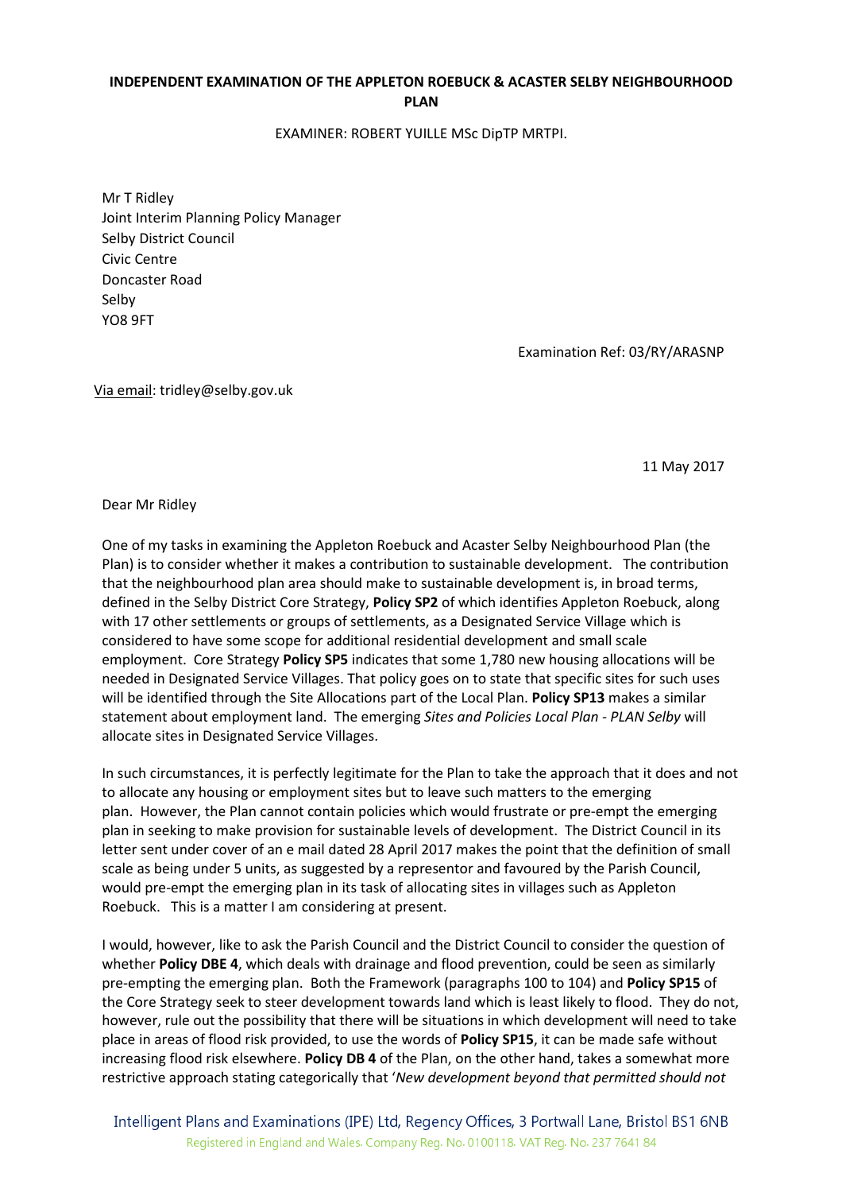**INDEPENDENT EXAMINATION OF THE APPLETON ROEBUCK & ACASTER SELBY NEIGHBOURHOOD PLAN**

EXAMINER: ROBERT YUILLE MSc DipTP MRTPI.

Mr T Ridley
Joint Interim Planning Policy Manager
Selby District Council
Civic Centre
Doncaster Road
Selby
YO8 9FT

Examination Ref: 03/RY/ARASNP

Via email: tridley@selby.gov.uk

11 May 2017

Dear Mr Ridley

One of my tasks in examining the Appleton Roebuck and Acaster Selby Neighbourhood Plan (the Plan) is to consider whether it makes a contribution to sustainable development. The contribution that the neighbourhood plan area should make to sustainable development is, in broad terms, defined in the Selby District Core Strategy, **Policy SP2** of which identifies Appleton Roebuck, along with 17 other settlements or groups of settlements, as a Designated Service Village which is considered to have some scope for additional residential development and small scale employment. Core Strategy **Policy SP5** indicates that some 1,780 new housing allocations will be needed in Designated Service Villages. That policy goes on to state that specific sites for such uses will be identified through the Site Allocations part of the Local Plan. **Policy SP13** makes a similar statement about employment land. The emerging *Sites and Policies Local Plan - PLAN Selby* will allocate sites in Designated Service Villages.

In such circumstances, it is perfectly legitimate for the Plan to take the approach that it does and not to allocate any housing or employment sites but to leave such matters to the emerging plan. However, the Plan cannot contain policies which would frustrate or pre-empt the emerging plan in seeking to make provision for sustainable levels of development. The District Council in its letter sent under cover of an e mail dated 28 April 2017 makes the point that the definition of small scale as being under 5 units, as suggested by a representor and favoured by the Parish Council, would pre-empt the emerging plan in its task of allocating sites in villages such as Appleton Roebuck. This is a matter I am considering at present.

I would, however, like to ask the Parish Council and the District Council to consider the question of whether **Policy DBE 4**, which deals with drainage and flood prevention, could be seen as similarly pre-empting the emerging plan. Both the Framework (paragraphs 100 to 104) and **Policy SP15** of the Core Strategy seek to steer development towards land which is least likely to flood. They do not, however, rule out the possibility that there will be situations in which development will need to take place in areas of flood risk provided, to use the words of **Policy SP15**, it can be made safe without increasing flood risk elsewhere. **Policy DB 4** of the Plan, on the other hand, takes a somewhat more restrictive approach stating categorically that '*New development beyond that permitted should not*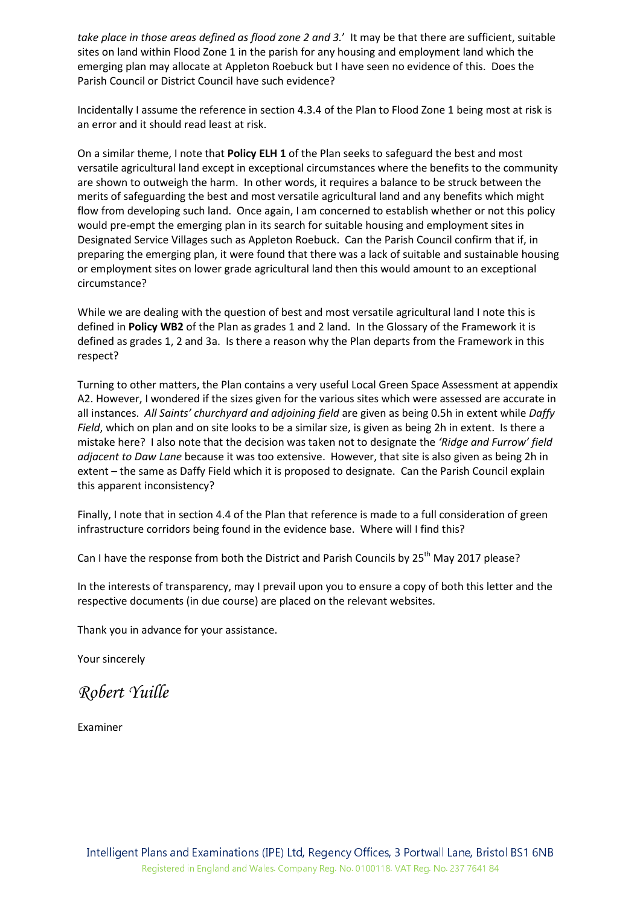*take place in those areas defined as flood zone 2 and 3.*' It may be that there are sufficient, suitable sites on land within Flood Zone 1 in the parish for any housing and employment land which the emerging plan may allocate at Appleton Roebuck but I have seen no evidence of this. Does the Parish Council or District Council have such evidence?

Incidentally I assume the reference in section 4.3.4 of the Plan to Flood Zone 1 being most at risk is an error and it should read least at risk.

On a similar theme, I note that **Policy ELH 1** of the Plan seeks to safeguard the best and most versatile agricultural land except in exceptional circumstances where the benefits to the community are shown to outweigh the harm. In other words, it requires a balance to be struck between the merits of safeguarding the best and most versatile agricultural land and any benefits which might flow from developing such land. Once again, I am concerned to establish whether or not this policy would pre-empt the emerging plan in its search for suitable housing and employment sites in Designated Service Villages such as Appleton Roebuck. Can the Parish Council confirm that if, in preparing the emerging plan, it were found that there was a lack of suitable and sustainable housing or employment sites on lower grade agricultural land then this would amount to an exceptional circumstance?

While we are dealing with the question of best and most versatile agricultural land I note this is defined in **Policy WB2** of the Plan as grades 1 and 2 land. In the Glossary of the Framework it is defined as grades 1, 2 and 3a. Is there a reason why the Plan departs from the Framework in this respect?

Turning to other matters, the Plan contains a very useful Local Green Space Assessment at appendix A2. However, I wondered if the sizes given for the various sites which were assessed are accurate in all instances. *All Saints' churchyard and adjoining field* are given as being 0.5h in extent while *Daffy Field*, which on plan and on site looks to be a similar size, is given as being 2h in extent. Is there a mistake here? I also note that the decision was taken not to designate the *'Ridge and Furrow' field adjacent to Daw Lane* because it was too extensive. However, that site is also given as being 2h in extent – the same as Daffy Field which it is proposed to designate. Can the Parish Council explain this apparent inconsistency?

Finally, I note that in section 4.4 of the Plan that reference is made to a full consideration of green infrastructure corridors being found in the evidence base. Where will I find this?

Can I have the response from both the District and Parish Councils by 25th May 2017 please?

In the interests of transparency, may I prevail upon you to ensure a copy of both this letter and the respective documents (in due course) are placed on the relevant websites.

Thank you in advance for your assistance.

Your sincerely

*Robert Yuille*

Examiner

Intelligent Plans and Examinations (IPE) Ltd, Regency Offices, 3 Portwall Lane, Bristol BS1 6NB
Registered in England and Wales. Company Reg. No. 0100118. VAT Reg. No. 237 7641 84